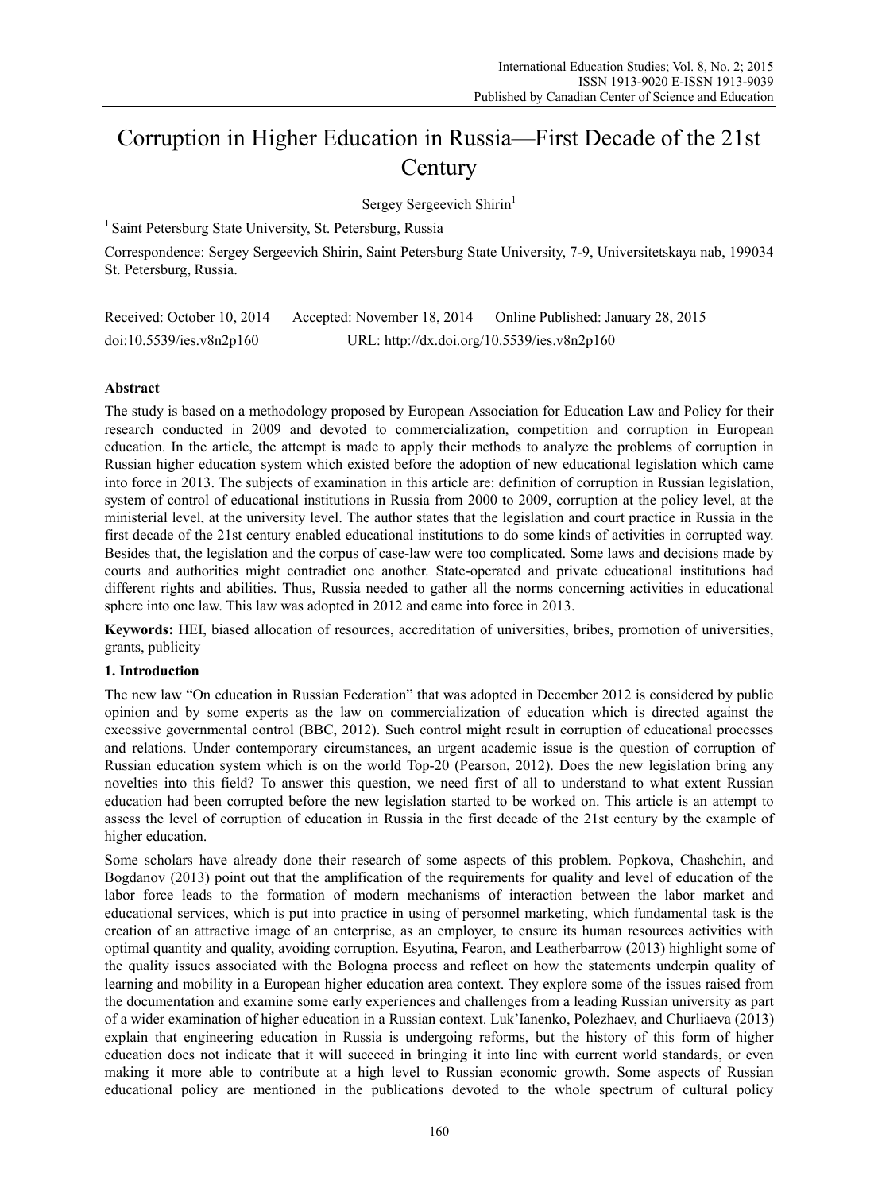# Corruption in Higher Education in Russia—First Decade of the 21st Century

Sergey Sergeevich Shirin[1]

[1] Saint Petersburg State University, St. Petersburg, Russia

Correspondence: Sergey Sergeevich Shirin, Saint Petersburg State University, 7-9, Universitetskaya nab, 199034 St. Petersburg, Russia.

Received: October 10, 2014 Accepted: November 18, 2014 Online Published: January 28, 2015

doi:10.5539/ies.v8n2p160 URL: http://dx.doi.org/10.5539/ies.v8n2p160

## Abstract

The study is based on a methodology proposed by European Association for Education Law and Policy for their research conducted in 2009 and devoted to commercialization, competition and corruption in European education. In the article, the attempt is made to apply their methods to analyze the problems of corruption in Russian higher education system which existed before the adoption of new educational legislation which came into force in 2013. The subjects of examination in this article are: definition of corruption in Russian legislation, system of control of educational institutions in Russia from 2000 to 2009, corruption at the policy level, at the ministerial level, at the university level. The author states that the legislation and court practice in Russia in the first decade of the 21st century enabled educational institutions to do some kinds of activities in corrupted way. Besides that, the legislation and the corpus of case-law were too complicated. Some laws and decisions made by courts and authorities might contradict one another. State-operated and private educational institutions had different rights and abilities. Thus, Russia needed to gather all the norms concerning activities in educational sphere into one law. This law was adopted in 2012 and came into force in 2013.

**Keywords:** HEI, biased allocation of resources, accreditation of universities, bribes, promotion of universities, grants, publicity

## 1. Introduction

The new law "On education in Russian Federation" that was adopted in December 2012 is considered by public opinion and by some experts as the law on commercialization of education which is directed against the excessive governmental control (BBC, 2012). Such control might result in corruption of educational processes and relations. Under contemporary circumstances, an urgent academic issue is the question of corruption of Russian education system which is on the world Top-20 (Pearson, 2012). Does the new legislation bring any novelties into this field? To answer this question, we need first of all to understand to what extent Russian education had been corrupted before the new legislation started to be worked on. This article is an attempt to assess the level of corruption of education in Russia in the first decade of the 21st century by the example of higher education.

Some scholars have already done their research of some aspects of this problem. Popkova, Chashchin, and Bogdanov (2013) point out that the amplification of the requirements for quality and level of education of the labor force leads to the formation of modern mechanisms of interaction between the labor market and educational services, which is put into practice in using of personnel marketing, which fundamental task is the creation of an attractive image of an enterprise, as an employer, to ensure its human resources activities with optimal quantity and quality, avoiding corruption. Esyutina, Fearon, and Leatherbarrow (2013) highlight some of the quality issues associated with the Bologna process and reflect on how the statements underpin quality of learning and mobility in a European higher education area context. They explore some of the issues raised from the documentation and examine some early experiences and challenges from a leading Russian university as part of a wider examination of higher education in a Russian context. Luk'Ianenko, Polezhaev, and Churliaeva (2013) explain that engineering education in Russia is undergoing reforms, but the history of this form of higher education does not indicate that it will succeed in bringing it into line with current world standards, or even making it more able to contribute at a high level to Russian economic growth. Some aspects of Russian educational policy are mentioned in the publications devoted to the whole spectrum of cultural policy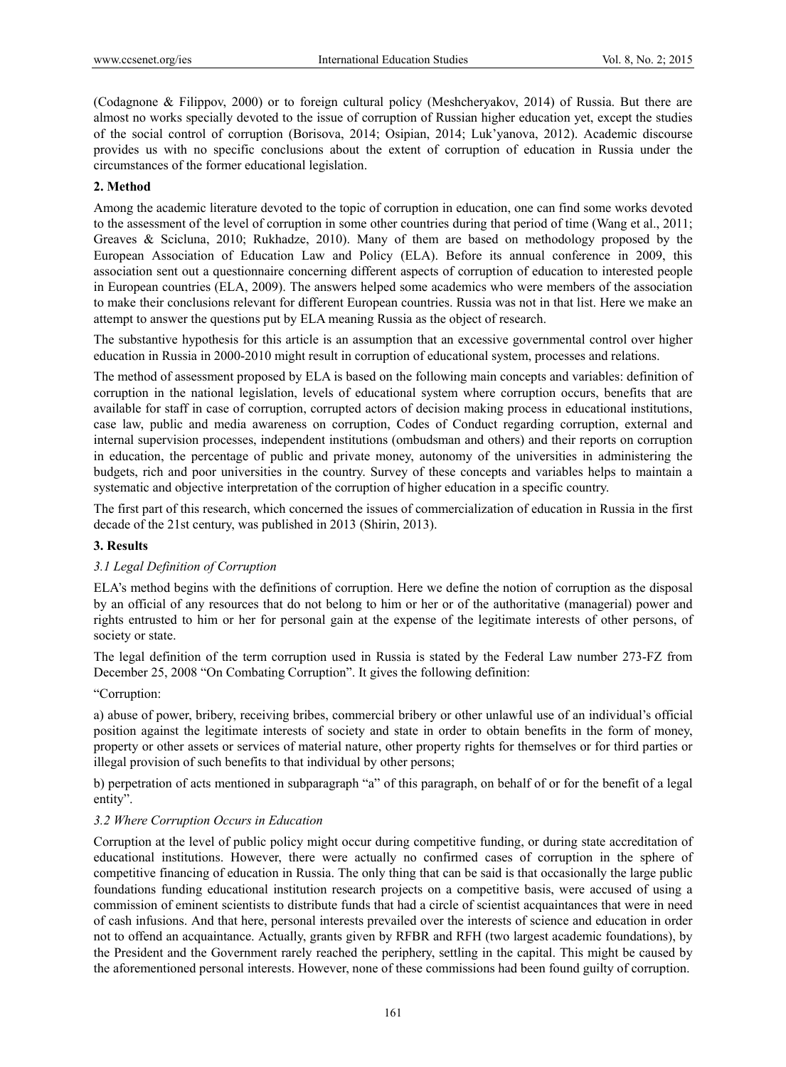(Codagnone & Filippov, 2000) or to foreign cultural policy (Meshcheryakov, 2014) of Russia. But there are almost no works specially devoted to the issue of corruption of Russian higher education yet, except the studies of the social control of corruption (Borisova, 2014; Osipian, 2014; Luk'yanova, 2012). Academic discourse provides us with no specific conclusions about the extent of corruption of education in Russia under the circumstances of the former educational legislation.

## 2. Method

Among the academic literature devoted to the topic of corruption in education, one can find some works devoted to the assessment of the level of corruption in some other countries during that period of time (Wang et al., 2011; Greaves & Scicluna, 2010; Rukhadze, 2010). Many of them are based on methodology proposed by the European Association of Education Law and Policy (ELA). Before its annual conference in 2009, this association sent out a questionnaire concerning different aspects of corruption of education to interested people in European countries (ELA, 2009). The answers helped some academics who were members of the association to make their conclusions relevant for different European countries. Russia was not in that list. Here we make an attempt to answer the questions put by ELA meaning Russia as the object of research.

The substantive hypothesis for this article is an assumption that an excessive governmental control over higher education in Russia in 2000-2010 might result in corruption of educational system, processes and relations.

The method of assessment proposed by ELA is based on the following main concepts and variables: definition of corruption in the national legislation, levels of educational system where corruption occurs, benefits that are available for staff in case of corruption, corrupted actors of decision making process in educational institutions, case law, public and media awareness on corruption, Codes of Conduct regarding corruption, external and internal supervision processes, independent institutions (ombudsman and others) and their reports on corruption in education, the percentage of public and private money, autonomy of the universities in administering the budgets, rich and poor universities in the country. Survey of these concepts and variables helps to maintain a systematic and objective interpretation of the corruption of higher education in a specific country.

The first part of this research, which concerned the issues of commercialization of education in Russia in the first decade of the 21st century, was published in 2013 (Shirin, 2013).

## 3. Results

### *3.1 Legal Definition of Corruption*

ELA's method begins with the definitions of corruption. Here we define the notion of corruption as the disposal by an official of any resources that do not belong to him or her or of the authoritative (managerial) power and rights entrusted to him or her for personal gain at the expense of the legitimate interests of other persons, of society or state.

The legal definition of the term corruption used in Russia is stated by the Federal Law number 273-FZ from December 25, 2008 "On Combating Corruption". It gives the following definition:

"Corruption:

a) abuse of power, bribery, receiving bribes, commercial bribery or other unlawful use of an individual's official position against the legitimate interests of society and state in order to obtain benefits in the form of money, property or other assets or services of material nature, other property rights for themselves or for third parties or illegal provision of such benefits to that individual by other persons;

b) perpetration of acts mentioned in subparagraph "a" of this paragraph, on behalf of or for the benefit of a legal entity".

### *3.2 Where Corruption Occurs in Education*

Corruption at the level of public policy might occur during competitive funding, or during state accreditation of educational institutions. However, there were actually no confirmed cases of corruption in the sphere of competitive financing of education in Russia. The only thing that can be said is that occasionally the large public foundations funding educational institution research projects on a competitive basis, were accused of using a commission of eminent scientists to distribute funds that had a circle of scientist acquaintances that were in need of cash infusions. And that here, personal interests prevailed over the interests of science and education in order not to offend an acquaintance. Actually, grants given by RFBR and RFH (two largest academic foundations), by the President and the Government rarely reached the periphery, settling in the capital. This might be caused by the aforementioned personal interests. However, none of these commissions had been found guilty of corruption.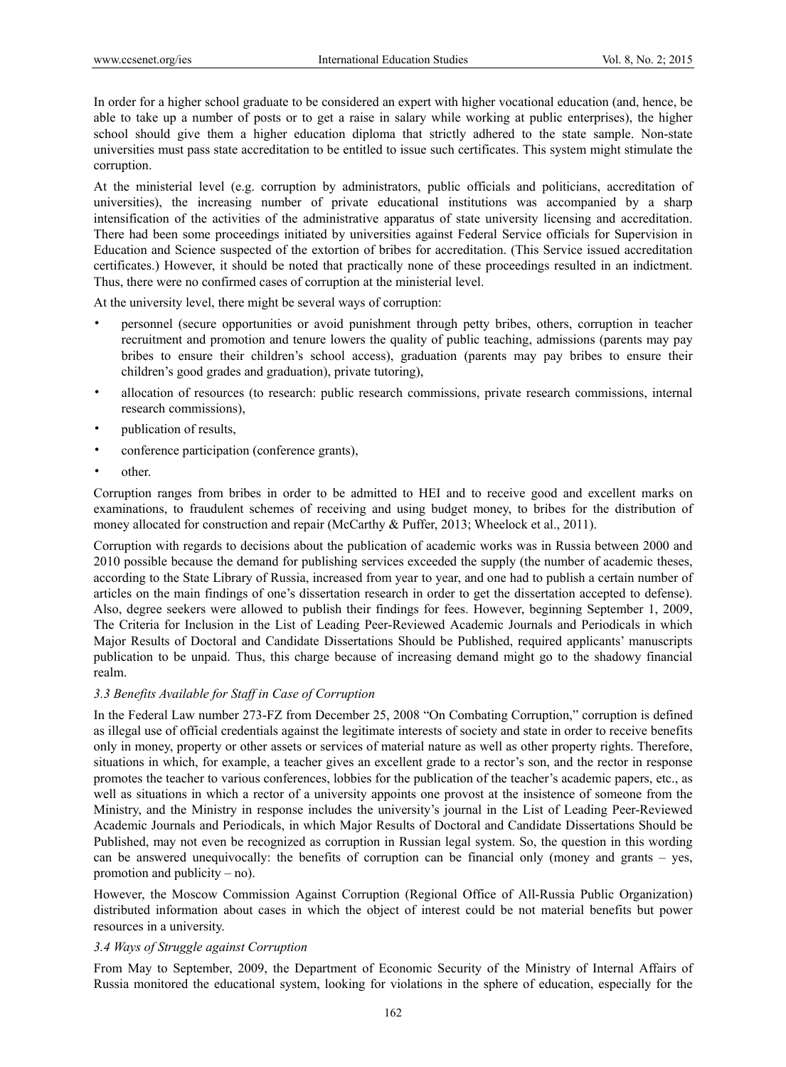In order for a higher school graduate to be considered an expert with higher vocational education (and, hence, be able to take up a number of posts or to get a raise in salary while working at public enterprises), the higher school should give them a higher education diploma that strictly adhered to the state sample. Non-state universities must pass state accreditation to be entitled to issue such certificates. This system might stimulate the corruption.

At the ministerial level (e.g. corruption by administrators, public officials and politicians, accreditation of universities), the increasing number of private educational institutions was accompanied by a sharp intensification of the activities of the administrative apparatus of state university licensing and accreditation. There had been some proceedings initiated by universities against Federal Service officials for Supervision in Education and Science suspected of the extortion of bribes for accreditation. (This Service issued accreditation certificates.) However, it should be noted that practically none of these proceedings resulted in an indictment. Thus, there were no confirmed cases of corruption at the ministerial level.

At the university level, there might be several ways of corruption:

- personnel (secure opportunities or avoid punishment through petty bribes, others, corruption in teacher recruitment and promotion and tenure lowers the quality of public teaching, admissions (parents may pay bribes to ensure their children's school access), graduation (parents may pay bribes to ensure their children's good grades and graduation), private tutoring),
- allocation of resources (to research: public research commissions, private research commissions, internal research commissions),
- publication of results,
- conference participation (conference grants),
- other.

Corruption ranges from bribes in order to be admitted to HEI and to receive good and excellent marks on examinations, to fraudulent schemes of receiving and using budget money, to bribes for the distribution of money allocated for construction and repair (McCarthy & Puffer, 2013; Wheelock et al., 2011).

Corruption with regards to decisions about the publication of academic works was in Russia between 2000 and 2010 possible because the demand for publishing services exceeded the supply (the number of academic theses, according to the State Library of Russia, increased from year to year, and one had to publish a certain number of articles on the main findings of one's dissertation research in order to get the dissertation accepted to defense). Also, degree seekers were allowed to publish their findings for fees. However, beginning September 1, 2009, The Criteria for Inclusion in the List of Leading Peer-Reviewed Academic Journals and Periodicals in which Major Results of Doctoral and Candidate Dissertations Should be Published, required applicants' manuscripts publication to be unpaid. Thus, this charge because of increasing demand might go to the shadowy financial realm.

### *3.3 Benefits Available for Staff in Case of Corruption*

In the Federal Law number 273-FZ from December 25, 2008 "On Combating Corruption," corruption is defined as illegal use of official credentials against the legitimate interests of society and state in order to receive benefits only in money, property or other assets or services of material nature as well as other property rights. Therefore, situations in which, for example, a teacher gives an excellent grade to a rector's son, and the rector in response promotes the teacher to various conferences, lobbies for the publication of the teacher's academic papers, etc., as well as situations in which a rector of a university appoints one provost at the insistence of someone from the Ministry, and the Ministry in response includes the university's journal in the List of Leading Peer-Reviewed Academic Journals and Periodicals, in which Major Results of Doctoral and Candidate Dissertations Should be Published, may not even be recognized as corruption in Russian legal system. So, the question in this wording can be answered unequivocally: the benefits of corruption can be financial only (money and grants – yes, promotion and publicity – no).

However, the Moscow Commission Against Corruption (Regional Office of All-Russia Public Organization) distributed information about cases in which the object of interest could be not material benefits but power resources in a university.

### *3.4 Ways of Struggle against Corruption*

From May to September, 2009, the Department of Economic Security of the Ministry of Internal Affairs of Russia monitored the educational system, looking for violations in the sphere of education, especially for the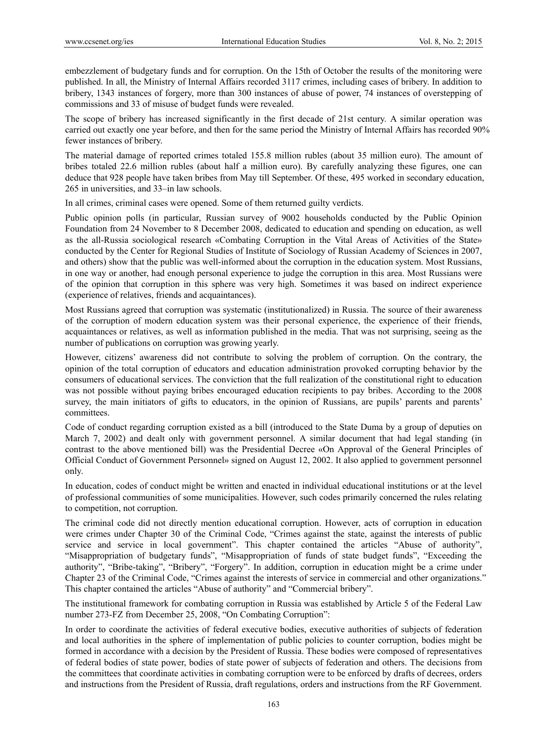embezzlement of budgetary funds and for corruption. On the 15th of October the results of the monitoring were published. In all, the Ministry of Internal Affairs recorded 3117 crimes, including cases of bribery. In addition to bribery, 1343 instances of forgery, more than 300 instances of abuse of power, 74 instances of overstepping of commissions and 33 of misuse of budget funds were revealed.

The scope of bribery has increased significantly in the first decade of 21st century. A similar operation was carried out exactly one year before, and then for the same period the Ministry of Internal Affairs has recorded 90% fewer instances of bribery.

The material damage of reported crimes totaled 155.8 million rubles (about 35 million euro). The amount of bribes totaled 22.6 million rubles (about half a million euro). By carefully analyzing these figures, one can deduce that 928 people have taken bribes from May till September. Of these, 495 worked in secondary education, 265 in universities, and 33–in law schools.

In all crimes, criminal cases were opened. Some of them returned guilty verdicts.

Public opinion polls (in particular, Russian survey of 9002 households conducted by the Public Opinion Foundation from 24 November to 8 December 2008, dedicated to education and spending on education, as well as the all-Russia sociological research «Combating Corruption in the Vital Areas of Activities of the State» conducted by the Center for Regional Studies of Institute of Sociology of Russian Academy of Sciences in 2007, and others) show that the public was well-informed about the corruption in the education system. Most Russians, in one way or another, had enough personal experience to judge the corruption in this area. Most Russians were of the opinion that corruption in this sphere was very high. Sometimes it was based on indirect experience (experience of relatives, friends and acquaintances).

Most Russians agreed that corruption was systematic (institutionalized) in Russia. The source of their awareness of the corruption of modern education system was their personal experience, the experience of their friends, acquaintances or relatives, as well as information published in the media. That was not surprising, seeing as the number of publications on corruption was growing yearly.

However, citizens' awareness did not contribute to solving the problem of corruption. On the contrary, the opinion of the total corruption of educators and education administration provoked corrupting behavior by the consumers of educational services. The conviction that the full realization of the constitutional right to education was not possible without paying bribes encouraged education recipients to pay bribes. According to the 2008 survey, the main initiators of gifts to educators, in the opinion of Russians, are pupils' parents and parents' committees.

Code of conduct regarding corruption existed as a bill (introduced to the State Duma by a group of deputies on March 7, 2002) and dealt only with government personnel. A similar document that had legal standing (in contrast to the above mentioned bill) was the Presidential Decree «On Approval of the General Principles of Official Conduct of Government Personnel» signed on August 12, 2002. It also applied to government personnel only.

In education, codes of conduct might be written and enacted in individual educational institutions or at the level of professional communities of some municipalities. However, such codes primarily concerned the rules relating to competition, not corruption.

The criminal code did not directly mention educational corruption. However, acts of corruption in education were crimes under Chapter 30 of the Criminal Code, "Crimes against the state, against the interests of public service and service in local government". This chapter contained the articles "Abuse of authority", "Misappropriation of budgetary funds", "Misappropriation of funds of state budget funds", "Exceeding the authority", "Bribe-taking", "Bribery", "Forgery". In addition, corruption in education might be a crime under Chapter 23 of the Criminal Code, "Crimes against the interests of service in commercial and other organizations." This chapter contained the articles "Abuse of authority" and "Commercial bribery".

The institutional framework for combating corruption in Russia was established by Article 5 of the Federal Law number 273-FZ from December 25, 2008, "On Combating Corruption":

In order to coordinate the activities of federal executive bodies, executive authorities of subjects of federation and local authorities in the sphere of implementation of public policies to counter corruption, bodies might be formed in accordance with a decision by the President of Russia. These bodies were composed of representatives of federal bodies of state power, bodies of state power of subjects of federation and others. The decisions from the committees that coordinate activities in combating corruption were to be enforced by drafts of decrees, orders and instructions from the President of Russia, draft regulations, orders and instructions from the RF Government.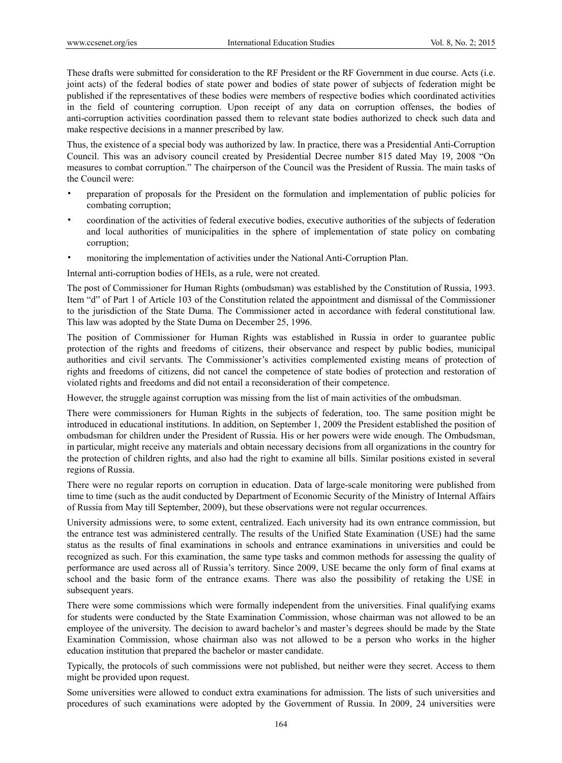These drafts were submitted for consideration to the RF President or the RF Government in due course. Acts (i.e. joint acts) of the federal bodies of state power and bodies of state power of subjects of federation might be published if the representatives of these bodies were members of respective bodies which coordinated activities in the field of countering corruption. Upon receipt of any data on corruption offenses, the bodies of anti-corruption activities coordination passed them to relevant state bodies authorized to check such data and make respective decisions in a manner prescribed by law.

Thus, the existence of a special body was authorized by law. In practice, there was a Presidential Anti-Corruption Council. This was an advisory council created by Presidential Decree number 815 dated May 19, 2008 "On measures to combat corruption." The chairperson of the Council was the President of Russia. The main tasks of the Council were:

- preparation of proposals for the President on the formulation and implementation of public policies for combating corruption;
- coordination of the activities of federal executive bodies, executive authorities of the subjects of federation and local authorities of municipalities in the sphere of implementation of state policy on combating corruption;
- monitoring the implementation of activities under the National Anti-Corruption Plan.

Internal anti-corruption bodies of HEIs, as a rule, were not created.

The post of Commissioner for Human Rights (ombudsman) was established by the Constitution of Russia, 1993. Item "d" of Part 1 of Article 103 of the Constitution related the appointment and dismissal of the Commissioner to the jurisdiction of the State Duma. The Commissioner acted in accordance with federal constitutional law. This law was adopted by the State Duma on December 25, 1996.

The position of Commissioner for Human Rights was established in Russia in order to guarantee public protection of the rights and freedoms of citizens, their observance and respect by public bodies, municipal authorities and civil servants. The Commissioner's activities complemented existing means of protection of rights and freedoms of citizens, did not cancel the competence of state bodies of protection and restoration of violated rights and freedoms and did not entail a reconsideration of their competence.

However, the struggle against corruption was missing from the list of main activities of the ombudsman.

There were commissioners for Human Rights in the subjects of federation, too. The same position might be introduced in educational institutions. In addition, on September 1, 2009 the President established the position of ombudsman for children under the President of Russia. His or her powers were wide enough. The Ombudsman, in particular, might receive any materials and obtain necessary decisions from all organizations in the country for the protection of children rights, and also had the right to examine all bills. Similar positions existed in several regions of Russia.

There were no regular reports on corruption in education. Data of large-scale monitoring were published from time to time (such as the audit conducted by Department of Economic Security of the Ministry of Internal Affairs of Russia from May till September, 2009), but these observations were not regular occurrences.

University admissions were, to some extent, centralized. Each university had its own entrance commission, but the entrance test was administered centrally. The results of the Unified State Examination (USE) had the same status as the results of final examinations in schools and entrance examinations in universities and could be recognized as such. For this examination, the same type tasks and common methods for assessing the quality of performance are used across all of Russia's territory. Since 2009, USE became the only form of final exams at school and the basic form of the entrance exams. There was also the possibility of retaking the USE in subsequent years.

There were some commissions which were formally independent from the universities. Final qualifying exams for students were conducted by the State Examination Commission, whose chairman was not allowed to be an employee of the university. The decision to award bachelor's and master's degrees should be made by the State Examination Commission, whose chairman also was not allowed to be a person who works in the higher education institution that prepared the bachelor or master candidate.

Typically, the protocols of such commissions were not published, but neither were they secret. Access to them might be provided upon request.

Some universities were allowed to conduct extra examinations for admission. The lists of such universities and procedures of such examinations were adopted by the Government of Russia. In 2009, 24 universities were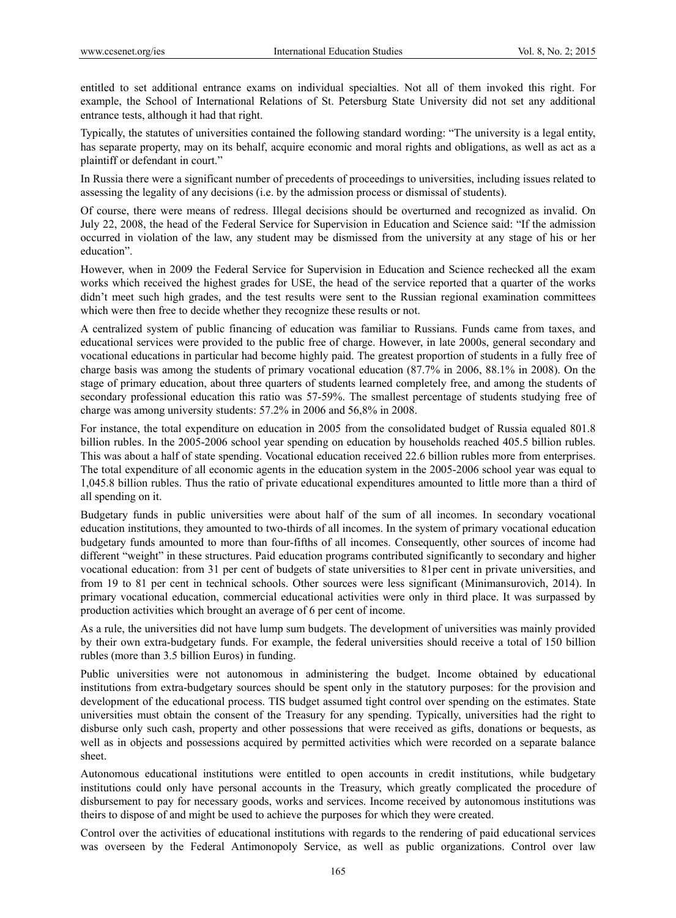entitled to set additional entrance exams on individual specialties. Not all of them invoked this right. For example, the School of International Relations of St. Petersburg State University did not set any additional entrance tests, although it had that right.

Typically, the statutes of universities contained the following standard wording: "The university is a legal entity, has separate property, may on its behalf, acquire economic and moral rights and obligations, as well as act as a plaintiff or defendant in court."

In Russia there were a significant number of precedents of proceedings to universities, including issues related to assessing the legality of any decisions (i.e. by the admission process or dismissal of students).

Of course, there were means of redress. Illegal decisions should be overturned and recognized as invalid. On July 22, 2008, the head of the Federal Service for Supervision in Education and Science said: "If the admission occurred in violation of the law, any student may be dismissed from the university at any stage of his or her education".

However, when in 2009 the Federal Service for Supervision in Education and Science rechecked all the exam works which received the highest grades for USE, the head of the service reported that a quarter of the works didn't meet such high grades, and the test results were sent to the Russian regional examination committees which were then free to decide whether they recognize these results or not.

A centralized system of public financing of education was familiar to Russians. Funds came from taxes, and educational services were provided to the public free of charge. However, in late 2000s, general secondary and vocational educations in particular had become highly paid. The greatest proportion of students in a fully free of charge basis was among the students of primary vocational education (87.7% in 2006, 88.1% in 2008). On the stage of primary education, about three quarters of students learned completely free, and among the students of secondary professional education this ratio was 57-59%. The smallest percentage of students studying free of charge was among university students: 57.2% in 2006 and 56,8% in 2008.

For instance, the total expenditure on education in 2005 from the consolidated budget of Russia equaled 801.8 billion rubles. In the 2005-2006 school year spending on education by households reached 405.5 billion rubles. This was about a half of state spending. Vocational education received 22.6 billion rubles more from enterprises. The total expenditure of all economic agents in the education system in the 2005-2006 school year was equal to 1,045.8 billion rubles. Thus the ratio of private educational expenditures amounted to little more than a third of all spending on it.

Budgetary funds in public universities were about half of the sum of all incomes. In secondary vocational education institutions, they amounted to two-thirds of all incomes. In the system of primary vocational education budgetary funds amounted to more than four-fifths of all incomes. Consequently, other sources of income had different "weight" in these structures. Paid education programs contributed significantly to secondary and higher vocational education: from 31 per cent of budgets of state universities to 81per cent in private universities, and from 19 to 81 per cent in technical schools. Other sources were less significant (Minimansurovich, 2014). In primary vocational education, commercial educational activities were only in third place. It was surpassed by production activities which brought an average of 6 per cent of income.

As a rule, the universities did not have lump sum budgets. The development of universities was mainly provided by their own extra-budgetary funds. For example, the federal universities should receive a total of 150 billion rubles (more than 3.5 billion Euros) in funding.

Public universities were not autonomous in administering the budget. Income obtained by educational institutions from extra-budgetary sources should be spent only in the statutory purposes: for the provision and development of the educational process. TIS budget assumed tight control over spending on the estimates. State universities must obtain the consent of the Treasury for any spending. Typically, universities had the right to disburse only such cash, property and other possessions that were received as gifts, donations or bequests, as well as in objects and possessions acquired by permitted activities which were recorded on a separate balance sheet.

Autonomous educational institutions were entitled to open accounts in credit institutions, while budgetary institutions could only have personal accounts in the Treasury, which greatly complicated the procedure of disbursement to pay for necessary goods, works and services. Income received by autonomous institutions was theirs to dispose of and might be used to achieve the purposes for which they were created.

Control over the activities of educational institutions with regards to the rendering of paid educational services was overseen by the Federal Antimonopoly Service, as well as public organizations. Control over law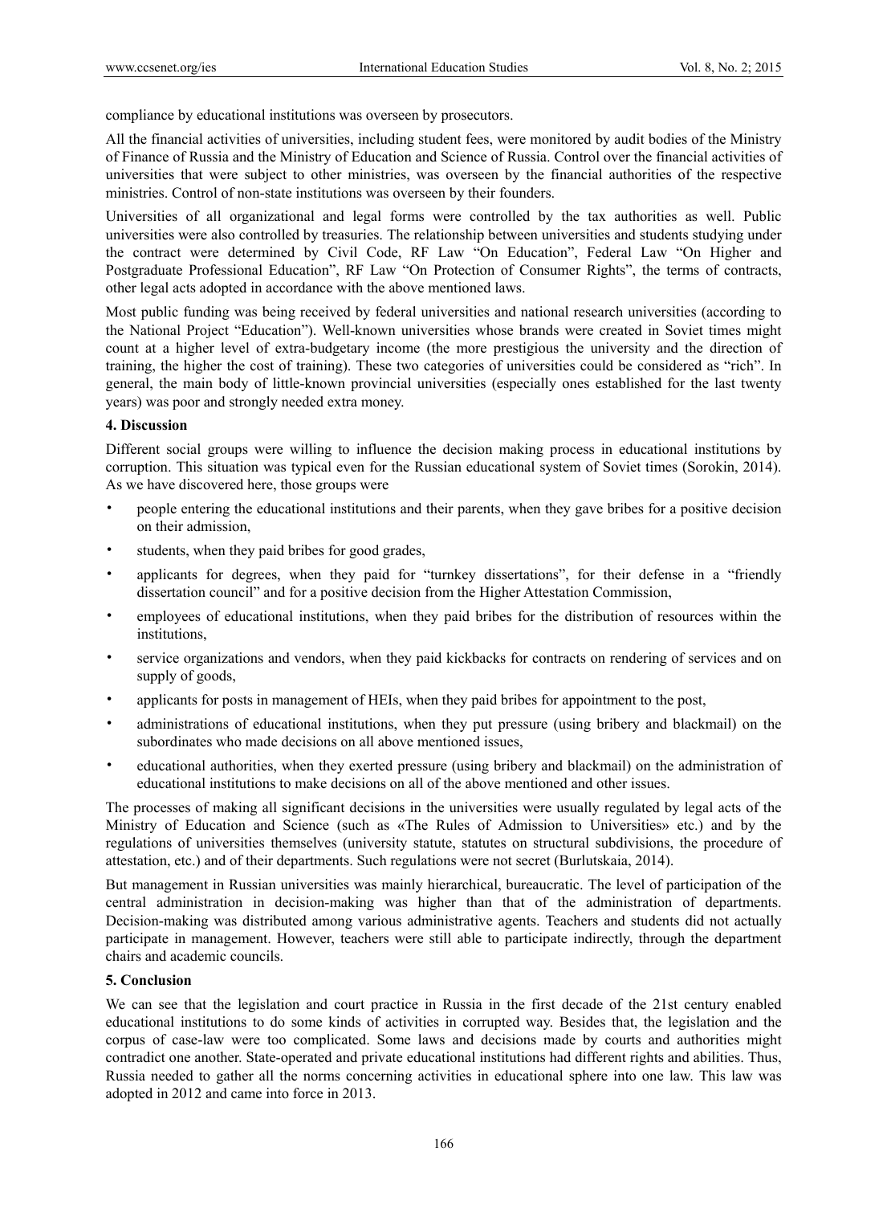compliance by educational institutions was overseen by prosecutors.

All the financial activities of universities, including student fees, were monitored by audit bodies of the Ministry of Finance of Russia and the Ministry of Education and Science of Russia. Control over the financial activities of universities that were subject to other ministries, was overseen by the financial authorities of the respective ministries. Control of non-state institutions was overseen by their founders.

Universities of all organizational and legal forms were controlled by the tax authorities as well. Public universities were also controlled by treasuries. The relationship between universities and students studying under the contract were determined by Civil Code, RF Law "On Education", Federal Law "On Higher and Postgraduate Professional Education", RF Law "On Protection of Consumer Rights", the terms of contracts, other legal acts adopted in accordance with the above mentioned laws.

Most public funding was being received by federal universities and national research universities (according to the National Project "Education"). Well-known universities whose brands were created in Soviet times might count at a higher level of extra-budgetary income (the more prestigious the university and the direction of training, the higher the cost of training). These two categories of universities could be considered as "rich". In general, the main body of little-known provincial universities (especially ones established for the last twenty years) was poor and strongly needed extra money.

## 4. Discussion

Different social groups were willing to influence the decision making process in educational institutions by corruption. This situation was typical even for the Russian educational system of Soviet times (Sorokin, 2014). As we have discovered here, those groups were

- people entering the educational institutions and their parents, when they gave bribes for a positive decision on their admission,
- students, when they paid bribes for good grades,
- applicants for degrees, when they paid for "turnkey dissertations", for their defense in a "friendly dissertation council" and for a positive decision from the Higher Attestation Commission,
- employees of educational institutions, when they paid bribes for the distribution of resources within the institutions,
- service organizations and vendors, when they paid kickbacks for contracts on rendering of services and on supply of goods,
- applicants for posts in management of HEIs, when they paid bribes for appointment to the post,
- administrations of educational institutions, when they put pressure (using bribery and blackmail) on the subordinates who made decisions on all above mentioned issues,
- educational authorities, when they exerted pressure (using bribery and blackmail) on the administration of educational institutions to make decisions on all of the above mentioned and other issues.

The processes of making all significant decisions in the universities were usually regulated by legal acts of the Ministry of Education and Science (such as «The Rules of Admission to Universities» etc.) and by the regulations of universities themselves (university statute, statutes on structural subdivisions, the procedure of attestation, etc.) and of their departments. Such regulations were not secret (Burlutskaia, 2014).

But management in Russian universities was mainly hierarchical, bureaucratic. The level of participation of the central administration in decision-making was higher than that of the administration of departments. Decision-making was distributed among various administrative agents. Teachers and students did not actually participate in management. However, teachers were still able to participate indirectly, through the department chairs and academic councils.

## 5. Conclusion

We can see that the legislation and court practice in Russia in the first decade of the 21st century enabled educational institutions to do some kinds of activities in corrupted way. Besides that, the legislation and the corpus of case-law were too complicated. Some laws and decisions made by courts and authorities might contradict one another. State-operated and private educational institutions had different rights and abilities. Thus, Russia needed to gather all the norms concerning activities in educational sphere into one law. This law was adopted in 2012 and came into force in 2013.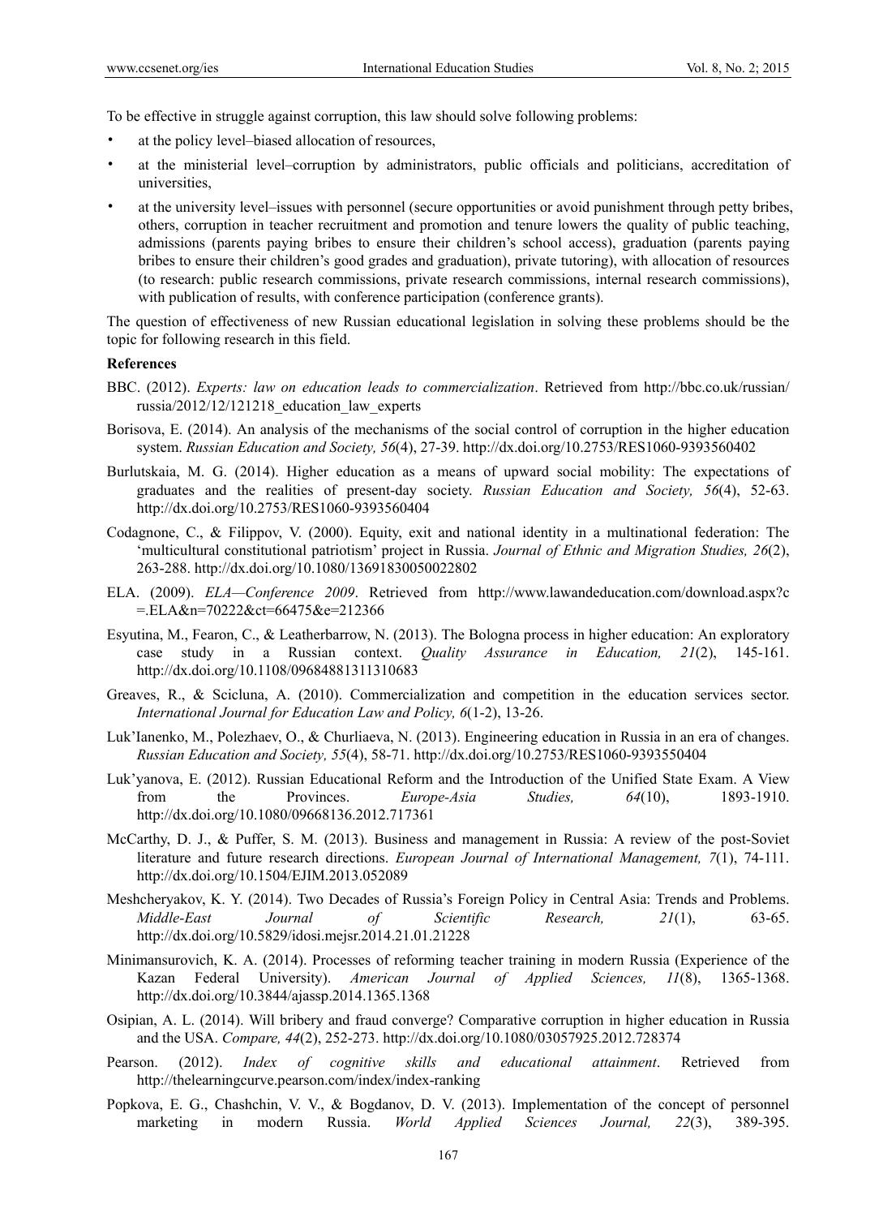To be effective in struggle against corruption, this law should solve following problems:

- at the policy level–biased allocation of resources,
- at the ministerial level–corruption by administrators, public officials and politicians, accreditation of universities,
- at the university level–issues with personnel (secure opportunities or avoid punishment through petty bribes, others, corruption in teacher recruitment and promotion and tenure lowers the quality of public teaching, admissions (parents paying bribes to ensure their children's school access), graduation (parents paying bribes to ensure their children's good grades and graduation), private tutoring), with allocation of resources (to research: public research commissions, private research commissions, internal research commissions), with publication of results, with conference participation (conference grants).

The question of effectiveness of new Russian educational legislation in solving these problems should be the topic for following research in this field.

**References**

BBC. (2012). *Experts: law on education leads to commercialization*. Retrieved from http://bbc.co.uk/russian/russia/2012/12/121218_education_law_experts

Borisova, E. (2014). An analysis of the mechanisms of the social control of corruption in the higher education system. *Russian Education and Society, 56*(4), 27-39. http://dx.doi.org/10.2753/RES1060-9393560402

Burlutskaia, M. G. (2014). Higher education as a means of upward social mobility: The expectations of graduates and the realities of present-day society. *Russian Education and Society, 56*(4), 52-63. http://dx.doi.org/10.2753/RES1060-9393560404

Codagnone, C., & Filippov, V. (2000). Equity, exit and national identity in a multinational federation: The 'multicultural constitutional patriotism' project in Russia. *Journal of Ethnic and Migration Studies, 26*(2), 263-288. http://dx.doi.org/10.1080/13691830050022802

ELA. (2009). *ELA—Conference 2009*. Retrieved from http://www.lawandeducation.com/download.aspx?c=.ELA&n=70222&ct=66475&e=212366

Esyutina, M., Fearon, C., & Leatherbarrow, N. (2013). The Bologna process in higher education: An exploratory case study in a Russian context. *Quality Assurance in Education, 21*(2), 145-161. http://dx.doi.org/10.1108/09684881311310683

Greaves, R., & Scicluna, A. (2010). Commercialization and competition in the education services sector. *International Journal for Education Law and Policy, 6*(1-2), 13-26.

Luk'Ianenko, M., Polezhaev, O., & Churliaeva, N. (2013). Engineering education in Russia in an era of changes. *Russian Education and Society, 55*(4), 58-71. http://dx.doi.org/10.2753/RES1060-9393550404

Luk'yanova, E. (2012). Russian Educational Reform and the Introduction of the Unified State Exam. A View from the Provinces. *Europe-Asia Studies, 64*(10), 1893-1910. http://dx.doi.org/10.1080/09668136.2012.717361

McCarthy, D. J., & Puffer, S. M. (2013). Business and management in Russia: A review of the post-Soviet literature and future research directions. *European Journal of International Management, 7*(1), 74-111. http://dx.doi.org/10.1504/EJIM.2013.052089

Meshcheryakov, K. Y. (2014). Two Decades of Russia's Foreign Policy in Central Asia: Trends and Problems. *Middle-East Journal of Scientific Research, 21*(1), 63-65. http://dx.doi.org/10.5829/idosi.mejsr.2014.21.01.21228

Minimansurovich, K. A. (2014). Processes of reforming teacher training in modern Russia (Experience of the Kazan Federal University). *American Journal of Applied Sciences, 11*(8), 1365-1368. http://dx.doi.org/10.3844/ajassp.2014.1365.1368

Osipian, A. L. (2014). Will bribery and fraud converge? Comparative corruption in higher education in Russia and the USA. *Compare, 44*(2), 252-273. http://dx.doi.org/10.1080/03057925.2012.728374

Pearson. (2012). *Index of cognitive skills and educational attainment*. Retrieved from http://thelearningcurve.pearson.com/index/index-ranking

Popkova, E. G., Chashchin, V. V., & Bogdanov, D. V. (2013). Implementation of the concept of personnel marketing in modern Russia. *World Applied Sciences Journal, 22*(3), 389-395.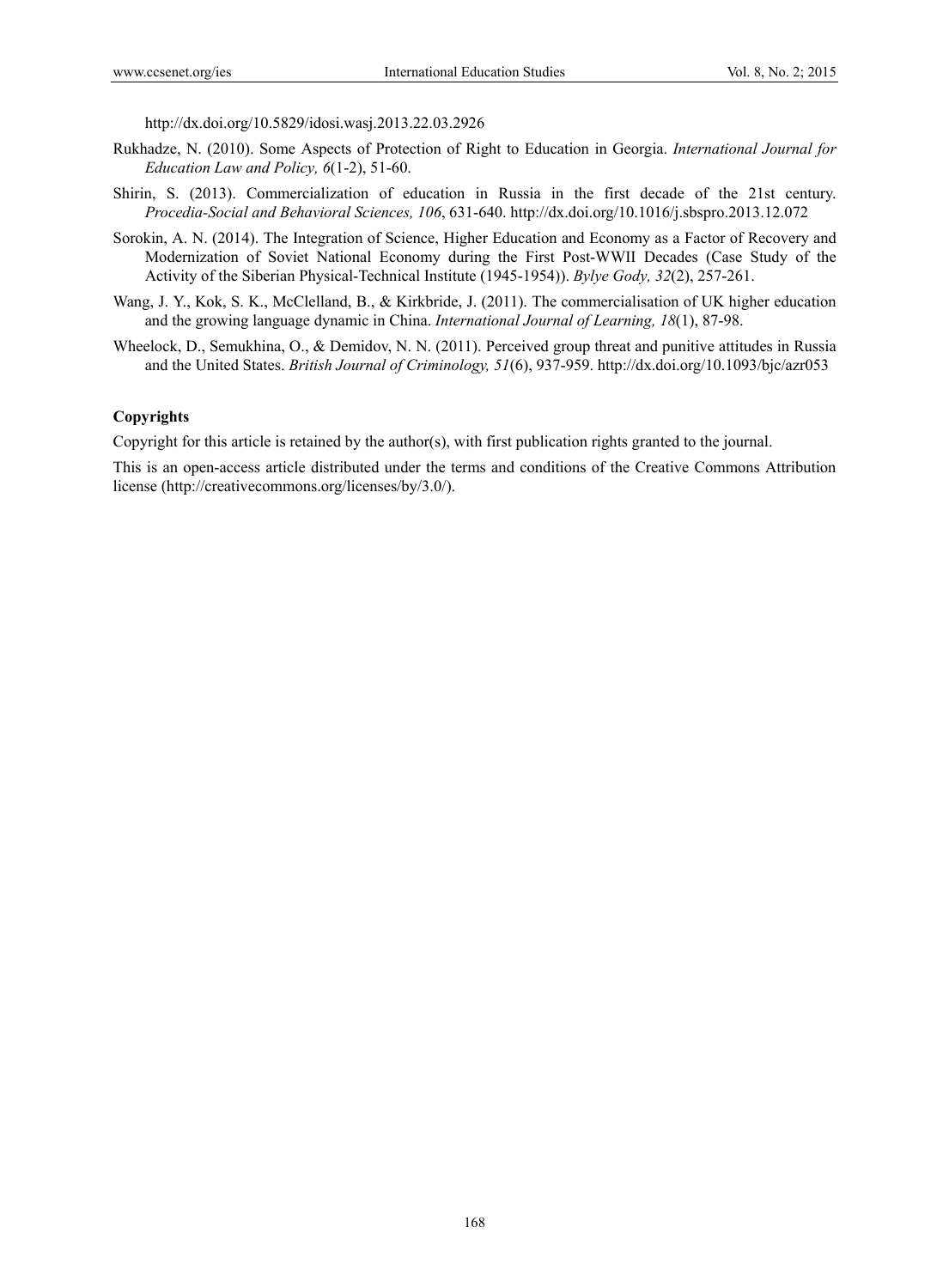http://dx.doi.org/10.5829/idosi.wasj.2013.22.03.2926

Rukhadze, N. (2010). Some Aspects of Protection of Right to Education in Georgia. *International Journal for Education Law and Policy, 6*(1-2), 51-60.

Shirin, S. (2013). Commercialization of education in Russia in the first decade of the 21st century. *Procedia-Social and Behavioral Sciences, 106*, 631-640. http://dx.doi.org/10.1016/j.sbspro.2013.12.072

Sorokin, A. N. (2014). The Integration of Science, Higher Education and Economy as a Factor of Recovery and Modernization of Soviet National Economy during the First Post-WWII Decades (Case Study of the Activity of the Siberian Physical-Technical Institute (1945-1954)). *Bylye Gody, 32*(2), 257-261.

Wang, J. Y., Kok, S. K., McClelland, B., & Kirkbride, J. (2011). The commercialisation of UK higher education and the growing language dynamic in China. *International Journal of Learning, 18*(1), 87-98.

Wheelock, D., Semukhina, O., & Demidov, N. N. (2011). Perceived group threat and punitive attitudes in Russia and the United States. *British Journal of Criminology, 51*(6), 937-959. http://dx.doi.org/10.1093/bjc/azr053

**Copyrights**

Copyright for this article is retained by the author(s), with first publication rights granted to the journal.

This is an open-access article distributed under the terms and conditions of the Creative Commons Attribution license (http://creativecommons.org/licenses/by/3.0/).